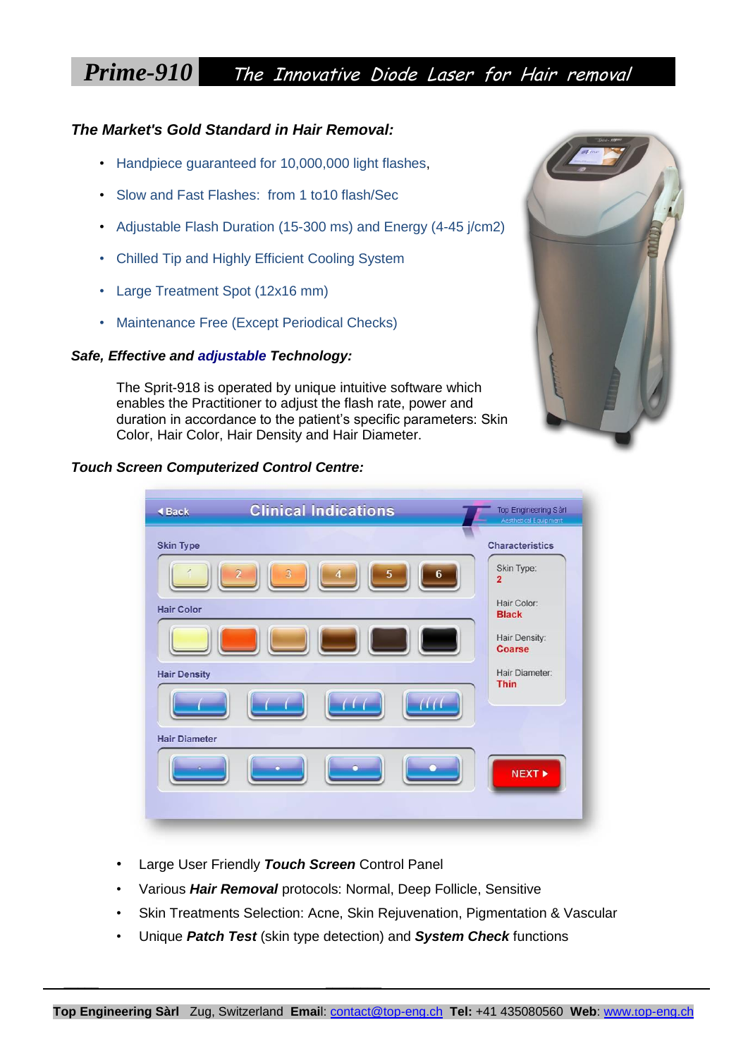# Prime-910 The Innovative Diode Laser for Hair removal

### *The Market's Gold Standard in Hair Removal:*

- Handpiece guaranteed for 10,000,000 light flashes,
- Slow and Fast Flashes: from 1 to10 flash/Sec
- Adjustable Flash Duration (15-300 ms) and Energy (4-45 j/cm2)
- Chilled Tip and Highly Efficient Cooling System
- Large Treatment Spot (12x16 mm)
- Maintenance Free (Except Periodical Checks)

### *Safe, Effective and adjustable Technology:*

The Sprit-918 is operated by unique intuitive software which enables the Practitioner to adjust the flash rate, power and duration in accordance to the patient's specific parameters: Skin Color, Hair Color, Hair Density and Hair Diameter.

### *Touch Screen Computerized Control Centre:*

- Large User Friendly ***Touch Screen*** Control Panel
- Various ***Hair Removal*** protocols: Normal, Deep Follicle, Sensitive
- Skin Treatments Selection: Acne, Skin Rejuvenation, Pigmentation & Vascular
- Unique ***Patch Test*** (skin type detection) and ***System Check*** functions

**Top Engineering Sàrl** Zug, Switzerland **Email**: contact@top-eng.ch **Tel:** +41 435080560 **Web**: www.top-eng.ch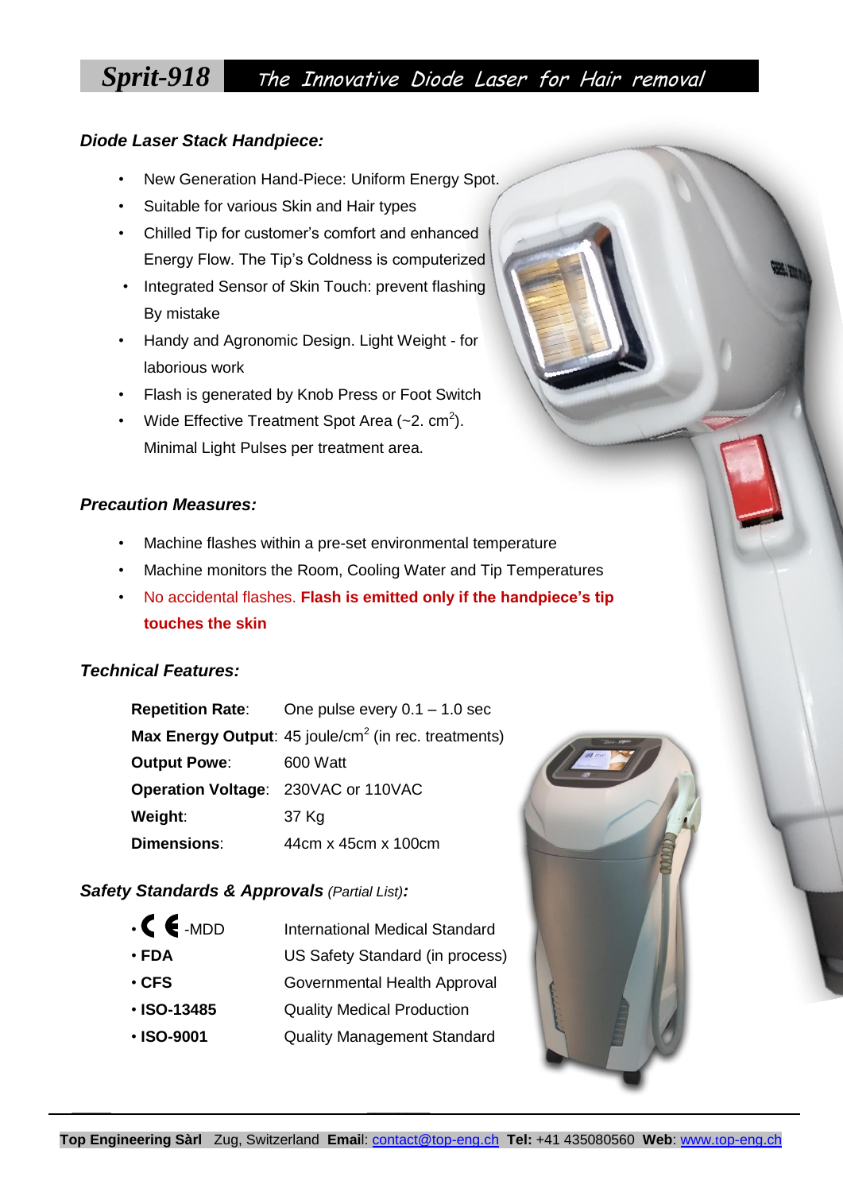# Sprit-918 The Innovative Diode Laser for Hair removal

### *Diode Laser Stack Handpiece:*

- New Generation Hand-Piece: Uniform Energy Spot.
- Suitable for various Skin and Hair types
- Chilled Tip for customer's comfort and enhanced Energy Flow. The Tip's Coldness is computerized
- Integrated Sensor of Skin Touch: prevent flashing By mistake
- Handy and Agronomic Design. Light Weight - for laborious work
- Flash is generated by Knob Press or Foot Switch
- Wide Effective Treatment Spot Area (~2. $cm^2$). Minimal Light Pulses per treatment area.

### *Precaution Measures:*

- Machine flashes within a pre-set environmental temperature
- Machine monitors the Room, Cooling Water and Tip Temperatures
- No accidental flashes. **Flash is emitted only if the handpiece's tip touches the skin**

### *Technical Features:*

| | |
|---|---|
| **Repetition Rate**: | One pulse every 0.1 – 1.0 sec |
| **Max Energy Output**: | 45 joule/$cm^2$ (in rec. treatments) |
| **Output Powe**: | 600 Watt |
| **Operation Voltage**: | 230VAC or 110VAC |
| **Weight**: | 37 Kg |
| **Dimensions**: | 44cm x 45cm x 100cm |

### *Safety Standards & Approvals* *(Partial List)*:

| | |
|---|---|
| • CE-MDD | International Medical Standard |
| • **FDA** | US Safety Standard (in process) |
| • **CFS** | Governmental Health Approval |
| • **ISO-13485** | Quality Medical Production |
| • **ISO-9001** | Quality Management Standard |

**Top Engineering Sàrl** Zug, Switzerland **Email**: contact@top-eng.ch **Tel:** +41 435080560 **Web**: www.top-eng.ch